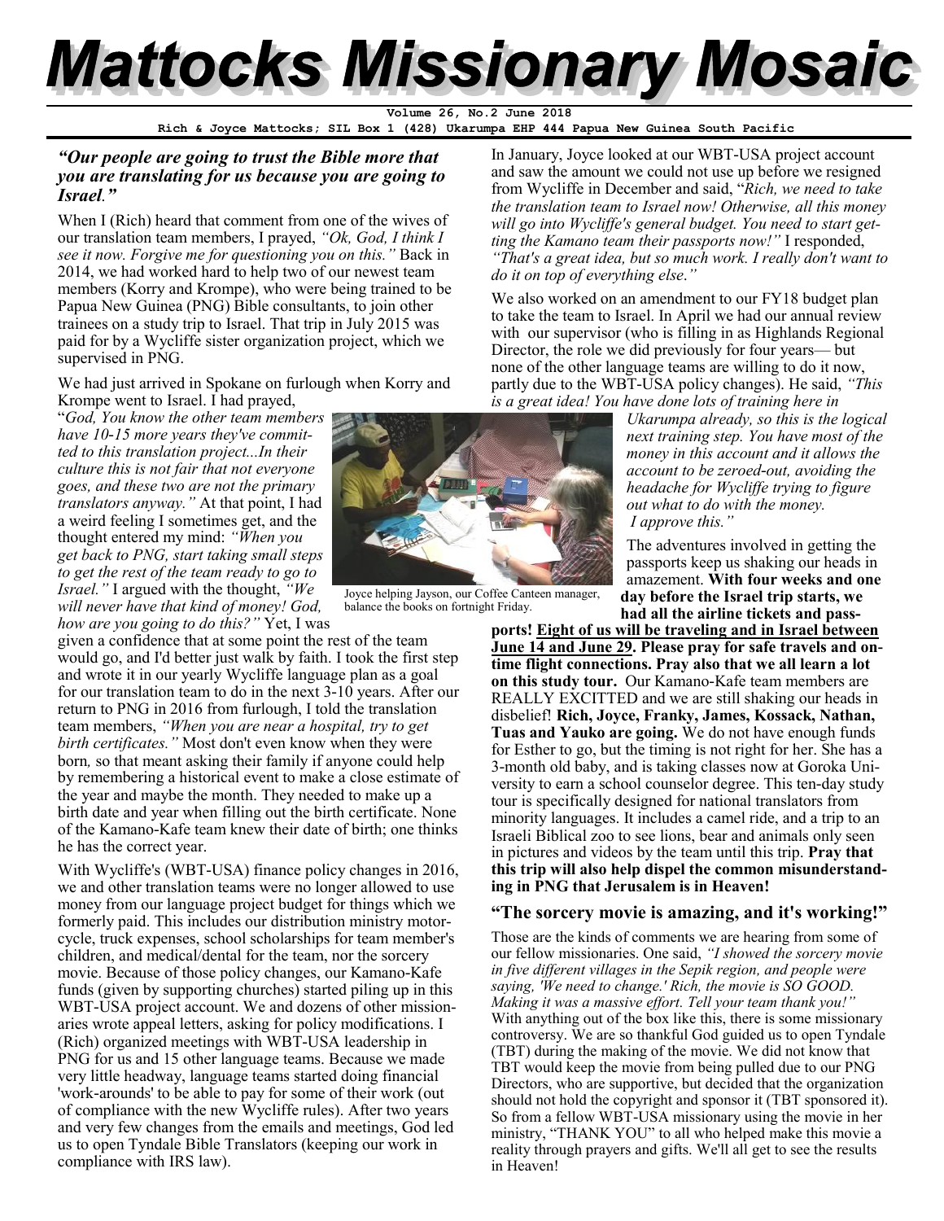# Mattocks Missionary Mosaic

**Volume 26, No.2 June 2018**
**Rich & Joyce Mattocks; SIL Box 1 (428) Ukarumpa EHP 444 Papua New Guinea South Pacific**

### *"Our people are going to trust the Bible more that you are translating for us because you are going to Israel."*

When I (Rich) heard that comment from one of the wives of our translation team members, I prayed, *"Ok, God, I think I see it now. Forgive me for questioning you on this."* Back in 2014, we had worked hard to help two of our newest team members (Korry and Krompe), who were being trained to be Papua New Guinea (PNG) Bible consultants, to join other trainees on a study trip to Israel. That trip in July 2015 was paid for by a Wycliffe sister organization project, which we supervised in PNG.

We had just arrived in Spokane on furlough when Korry and Krompe went to Israel. I had prayed, "*God, You know the other team members have 10-15 more years they've committed to this translation project...In their culture this is not fair that not everyone goes, and these two are not the primary translators anyway."* At that point, I had a weird feeling I sometimes get, and the thought entered my mind: *"When you get back to PNG, start taking small steps to get the rest of the team ready to go to Israel."* I argued with the thought, *"We will never have that kind of money! God, how are you going to do this?"* Yet, I was given a confidence that at some point the rest of the team would go, and I'd better just walk by faith. I took the first step and wrote it in our yearly Wycliffe language plan as a goal for our translation team to do in the next 3-10 years. After our return to PNG in 2016 from furlough, I told the translation team members, *"When you are near a hospital, try to get birth certificates."* Most don't even know when they were born*,* so that meant asking their family if anyone could help by remembering a historical event to make a close estimate of the year and maybe the month. They needed to make up a birth date and year when filling out the birth certificate. None of the Kamano-Kafe team knew their date of birth; one thinks he has the correct year.

With Wycliffe's (WBT-USA) finance policy changes in 2016, we and other translation teams were no longer allowed to use money from our language project budget for things which we formerly paid. This includes our distribution ministry motorcycle, truck expenses, school scholarships for team member's children, and medical/dental for the team, nor the sorcery movie. Because of those policy changes, our Kamano-Kafe funds (given by supporting churches) started piling up in this WBT-USA project account. We and dozens of other missionaries wrote appeal letters, asking for policy modifications. I (Rich) organized meetings with WBT-USA leadership in PNG for us and 15 other language teams. Because we made very little headway, language teams started doing financial 'work-arounds' to be able to pay for some of their work (out of compliance with the new Wycliffe rules). After two years and very few changes from the emails and meetings, God led us to open Tyndale Bible Translators (keeping our work in compliance with IRS law).

In January, Joyce looked at our WBT-USA project account and saw the amount we could not use up before we resigned from Wycliffe in December and said, "*Rich, we need to take the translation team to Israel now! Otherwise, all this money will go into Wycliffe's general budget. You need to start getting the Kamano team their passports now!"* I responded, *"That's a great idea, but so much work. I really don't want to do it on top of everything else*.*"*

We also worked on an amendment to our FY18 budget plan to take the team to Israel. In April we had our annual review with our supervisor (who is filling in as Highlands Regional Director, the role we did previously for four years— but none of the other language teams are willing to do it now, partly due to the WBT-USA policy changes). He said, *"This is a great idea! You have done lots of training here in Ukarumpa already, so this is the logical next training step. You have most of the money in this account and it allows the account to be zeroed-out, avoiding the headache for Wycliffe trying to figure out what to do with the money. I approve this."*

Joyce helping Jayson, our Coffee Canteen manager, balance the books on fortnight Friday.

The adventures involved in getting the passports keep us shaking our heads in amazement. **With four weeks and one day before the Israel trip starts, we had all the airline tickets and passports! <u>Eight of us will be traveling and in Israel between June 14 and June 29</u>. Please pray for safe travels and on-time flight connections. Pray also that we all learn a lot on this study tour.** Our Kamano-Kafe team members are REALLY EXCITTED and we are still shaking our heads in disbelief! **Rich, Joyce, Franky, James, Kossack, Nathan, Tuas and Yauko are going.** We do not have enough funds for Esther to go, but the timing is not right for her. She has a 3-month old baby, and is taking classes now at Goroka University to earn a school counselor degree. This ten-day study tour is specifically designed for national translators from minority languages. It includes a camel ride, and a trip to an Israeli Biblical zoo to see lions, bear and animals only seen in pictures and videos by the team until this trip. **Pray that this trip will also help dispel the common misunderstanding in PNG that Jerusalem is in Heaven!**

### "The sorcery movie is amazing, and it's working!"

Those are the kinds of comments we are hearing from some of our fellow missionaries. One said, *"I showed the sorcery movie in five different villages in the Sepik region, and people were saying, 'We need to change.' Rich, the movie is SO GOOD. Making it was a massive effort. Tell your team thank you!"* With anything out of the box like this, there is some missionary controversy. We are so thankful God guided us to open Tyndale (TBT) during the making of the movie. We did not know that TBT would keep the movie from being pulled due to our PNG Directors, who are supportive, but decided that the organization should not hold the copyright and sponsor it (TBT sponsored it). So from a fellow WBT-USA missionary using the movie in her ministry, "THANK YOU" to all who helped make this movie a reality through prayers and gifts. We'll all get to see the results in Heaven!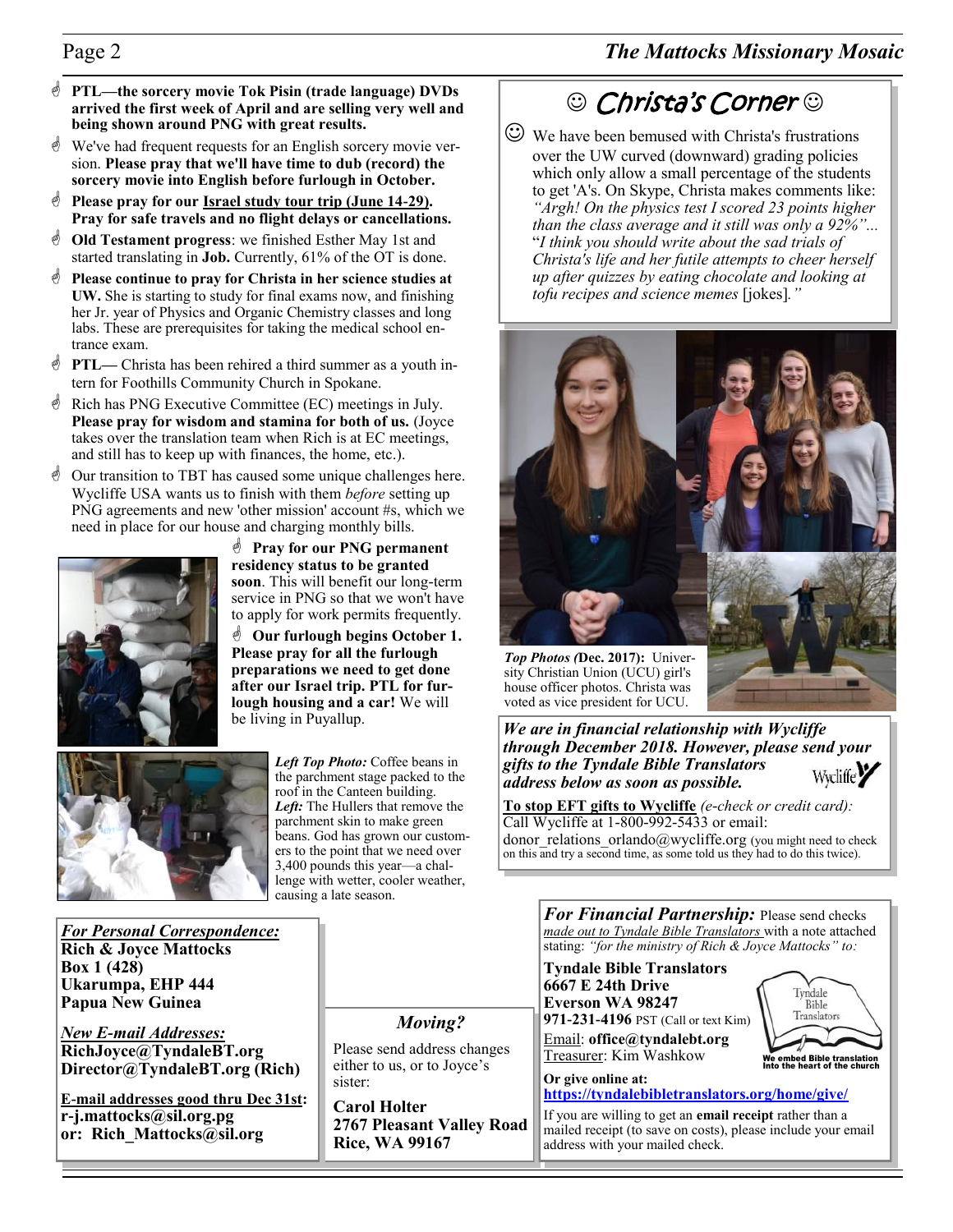- **PTL—the sorcery movie Tok Pisin (trade language) DVDs arrived the first week of April and are selling very well and being shown around PNG with great results.**
- We've had frequent requests for an English sorcery movie version. **Please pray that we'll have time to dub (record) the sorcery movie into English before furlough in October.**
- **Please pray for our Israel study tour trip (June 14-29). Pray for safe travels and no flight delays or cancellations.**
- **Old Testament progress**: we finished Esther May 1st and started translating in **Job.** Currently, 61% of the OT is done.
- **Please continue to pray for Christa in her science studies at UW.** She is starting to study for final exams now, and finishing her Jr. year of Physics and Organic Chemistry classes and long labs. These are prerequisites for taking the medical school entrance exam.
- **PTL—** Christa has been rehired a third summer as a youth intern for Foothills Community Church in Spokane.
- Rich has PNG Executive Committee (EC) meetings in July. **Please pray for wisdom and stamina for both of us.** (Joyce takes over the translation team when Rich is at EC meetings, and still has to keep up with finances, the home, etc.).
- Our transition to TBT has caused some unique challenges here. Wycliffe USA wants us to finish with them *before* setting up PNG agreements and new 'other mission' account #s, which we need in place for our house and charging monthly bills.
- **Pray for our PNG permanent residency status to be granted soon**. This will benefit our long-term service in PNG so that we won't have to apply for work permits frequently.
- **Our furlough begins October 1. Please pray for all the furlough preparations we need to get done after our Israel trip. PTL for furlough housing and a car!** We will be living in Puyallup.

***Left Top Photo:*** Coffee beans in the parchment stage packed to the roof in the Canteen building. ***Left:*** The Hullers that remove the parchment skin to make green beans. God has grown our customers to the point that we need over 3,400 pounds this year—a challenge with wetter, cooler weather, causing a late season.

## ☺ Christa's Corner ☺

☺ We have been bemused with Christa's frustrations over the UW curved (downward) grading policies which only allow a small percentage of the students to get 'A's. On Skype, Christa makes comments like: *"Argh! On the physics test I scored 23 points higher than the class average and it still was only a 92%"...* "*I think you should write about the sad trials of Christa's life and her futile attempts to cheer herself up after quizzes by eating chocolate and looking at tofu recipes and science memes* [jokes]*."*

***Top Photos (*Dec. 2017):** University Christian Union (UCU) girl's house officer photos. Christa was voted as vice president for UCU.

***We are in financial relationship with Wycliffe through December 2018. However, please send your gifts to the Tyndale Bible Translators address below as soon as possible.***

**To stop EFT gifts to Wycliffe** *(e-check or credit card):* Call Wycliffe at 1-800-992-5433 or email: donor_relations_orlando@wycliffe.org (you might need to check on this and try a second time, as some told us they had to do this twice).

***For Personal Correspondence:***
**Rich & Joyce Mattocks**
**Box 1 (428)**
**Ukarumpa, EHP 444**
**Papua New Guinea**

***New E-mail Addresses:***
**RichJoyce@TyndaleBT.org**
**Director@TyndaleBT.org (Rich)**

**E-mail addresses good thru Dec 31st:**
**r-j.mattocks@sil.org.pg**
**or: Rich_Mattocks@sil.org**

*Moving?*

Please send address changes either to us, or to Joyce's sister:

**Carol Holter**
**2767 Pleasant Valley Road**
**Rice, WA 99167**

***For Financial Partnership:*** Please send checks *made out to Tyndale Bible Translators* with a note attached stating: *"for the ministry of Rich & Joyce Mattocks" to:*

**Tyndale Bible Translators**
**6667 E 24th Drive**
**Everson WA 98247**
**971-231-4196** PST (Call or text Kim)
Email: **office@tyndalebt.org**
Treasurer: Kim Washkow

Tyndale Bible Translators — We embed Bible translation into the heart of the church

**Or give online at:**
**https://tyndalebibletranslators.org/home/give/**

If you are willing to get an **email receipt** rather than a mailed receipt (to save on costs), please include your email address with your mailed check.